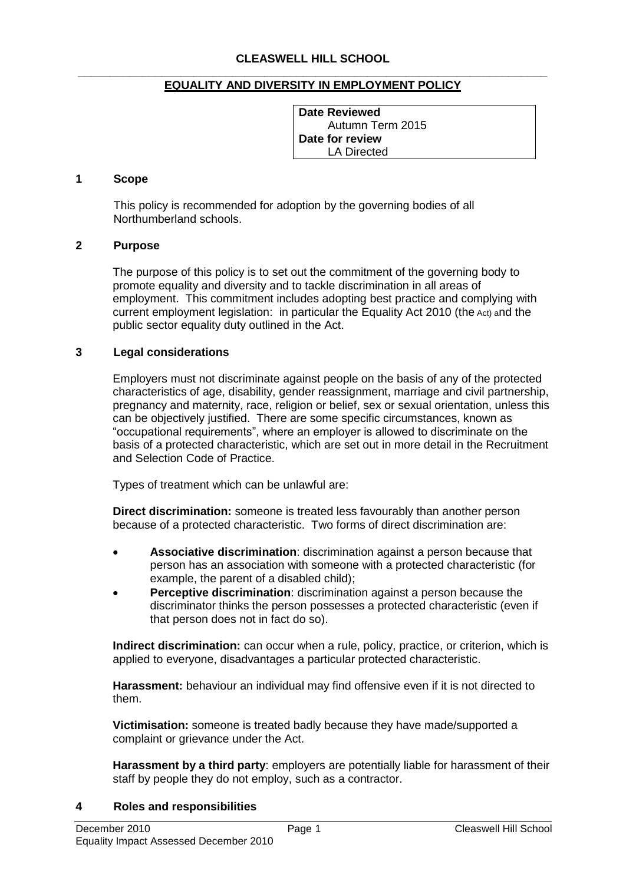# CLEASWELL HILL SCHOOL

## EQUALITY AND DIVERSITY IN EMPLOYMENT POLICY

| |
|---|
| **Date Reviewed** |
| Autumn Term 2015 |
| **Date for review** |
| LA Directed |

### 1 Scope

This policy is recommended for adoption by the governing bodies of all Northumberland schools.

### 2 Purpose

The purpose of this policy is to set out the commitment of the governing body to promote equality and diversity and to tackle discrimination in all areas of employment. This commitment includes adopting best practice and complying with current employment legislation: in particular the Equality Act 2010 (the Act) and the public sector equality duty outlined in the Act.

### 3 Legal considerations

Employers must not discriminate against people on the basis of any of the protected characteristics of age, disability, gender reassignment, marriage and civil partnership, pregnancy and maternity, race, religion or belief, sex or sexual orientation, unless this can be objectively justified. There are some specific circumstances, known as "occupational requirements", where an employer is allowed to discriminate on the basis of a protected characteristic, which are set out in more detail in the Recruitment and Selection Code of Practice.

Types of treatment which can be unlawful are:

**Direct discrimination:** someone is treated less favourably than another person because of a protected characteristic. Two forms of direct discrimination are:

- **Associative discrimination**: discrimination against a person because that person has an association with someone with a protected characteristic (for example, the parent of a disabled child);
- **Perceptive discrimination**: discrimination against a person because the discriminator thinks the person possesses a protected characteristic (even if that person does not in fact do so).

**Indirect discrimination:** can occur when a rule, policy, practice, or criterion, which is applied to everyone, disadvantages a particular protected characteristic.

**Harassment:** behaviour an individual may find offensive even if it is not directed to them.

**Victimisation:** someone is treated badly because they have made/supported a complaint or grievance under the Act.

**Harassment by a third party**: employers are potentially liable for harassment of their staff by people they do not employ, such as a contractor.

### 4 Roles and responsibilities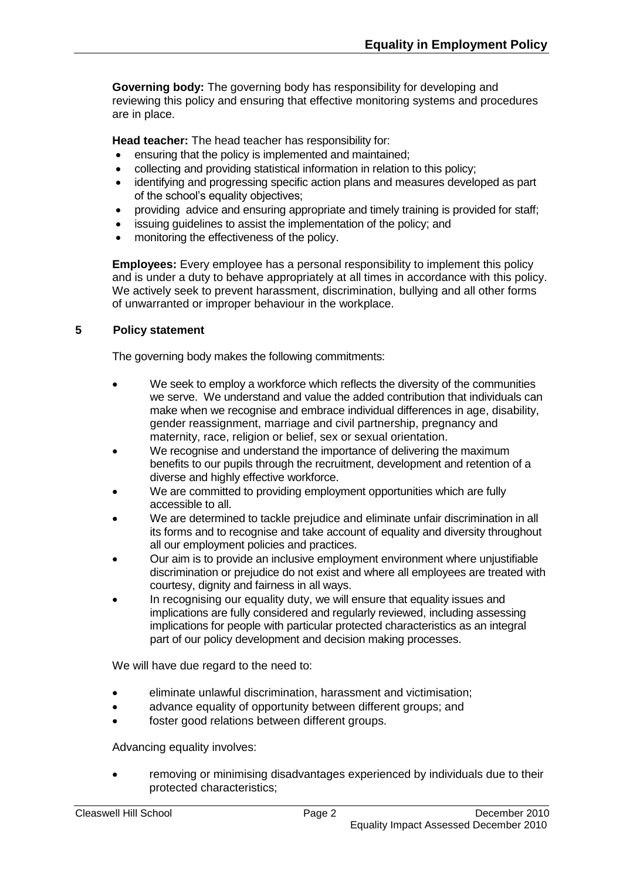**Governing body:** The governing body has responsibility for developing and reviewing this policy and ensuring that effective monitoring systems and procedures are in place.

**Head teacher:** The head teacher has responsibility for:

- ensuring that the policy is implemented and maintained;
- collecting and providing statistical information in relation to this policy;
- identifying and progressing specific action plans and measures developed as part of the school's equality objectives;
- providing advice and ensuring appropriate and timely training is provided for staff;
- issuing guidelines to assist the implementation of the policy; and
- monitoring the effectiveness of the policy.

**Employees:** Every employee has a personal responsibility to implement this policy and is under a duty to behave appropriately at all times in accordance with this policy. We actively seek to prevent harassment, discrimination, bullying and all other forms of unwarranted or improper behaviour in the workplace.

## 5 Policy statement

The governing body makes the following commitments:

- We seek to employ a workforce which reflects the diversity of the communities we serve. We understand and value the added contribution that individuals can make when we recognise and embrace individual differences in age, disability, gender reassignment, marriage and civil partnership, pregnancy and maternity, race, religion or belief, sex or sexual orientation.
- We recognise and understand the importance of delivering the maximum benefits to our pupils through the recruitment, development and retention of a diverse and highly effective workforce.
- We are committed to providing employment opportunities which are fully accessible to all.
- We are determined to tackle prejudice and eliminate unfair discrimination in all its forms and to recognise and take account of equality and diversity throughout all our employment policies and practices.
- Our aim is to provide an inclusive employment environment where unjustifiable discrimination or prejudice do not exist and where all employees are treated with courtesy, dignity and fairness in all ways.
- In recognising our equality duty, we will ensure that equality issues and implications are fully considered and regularly reviewed, including assessing implications for people with particular protected characteristics as an integral part of our policy development and decision making processes.

We will have due regard to the need to:

- eliminate unlawful discrimination, harassment and victimisation;
- advance equality of opportunity between different groups; and
- foster good relations between different groups.

Advancing equality involves:

- removing or minimising disadvantages experienced by individuals due to their protected characteristics;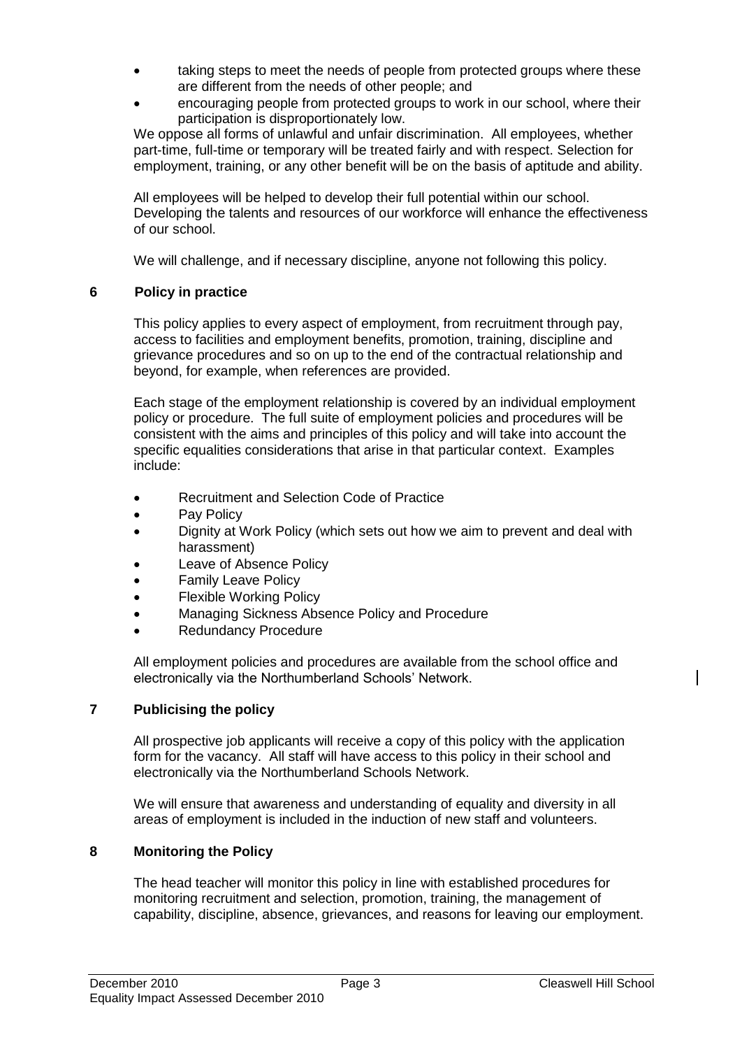- taking steps to meet the needs of people from protected groups where these are different from the needs of other people; and
- encouraging people from protected groups to work in our school, where their participation is disproportionately low.

We oppose all forms of unlawful and unfair discrimination. All employees, whether part-time, full-time or temporary will be treated fairly and with respect. Selection for employment, training, or any other benefit will be on the basis of aptitude and ability.

All employees will be helped to develop their full potential within our school. Developing the talents and resources of our workforce will enhance the effectiveness of our school.

We will challenge, and if necessary discipline, anyone not following this policy.

## 6 Policy in practice

This policy applies to every aspect of employment, from recruitment through pay, access to facilities and employment benefits, promotion, training, discipline and grievance procedures and so on up to the end of the contractual relationship and beyond, for example, when references are provided.

Each stage of the employment relationship is covered by an individual employment policy or procedure. The full suite of employment policies and procedures will be consistent with the aims and principles of this policy and will take into account the specific equalities considerations that arise in that particular context. Examples include:

- Recruitment and Selection Code of Practice
- Pay Policy
- Dignity at Work Policy (which sets out how we aim to prevent and deal with harassment)
- Leave of Absence Policy
- Family Leave Policy
- Flexible Working Policy
- Managing Sickness Absence Policy and Procedure
- Redundancy Procedure

All employment policies and procedures are available from the school office and electronically via the Northumberland Schools' Network.

## 7 Publicising the policy

All prospective job applicants will receive a copy of this policy with the application form for the vacancy. All staff will have access to this policy in their school and electronically via the Northumberland Schools Network.

We will ensure that awareness and understanding of equality and diversity in all areas of employment is included in the induction of new staff and volunteers.

## 8 Monitoring the Policy

The head teacher will monitor this policy in line with established procedures for monitoring recruitment and selection, promotion, training, the management of capability, discipline, absence, grievances, and reasons for leaving our employment.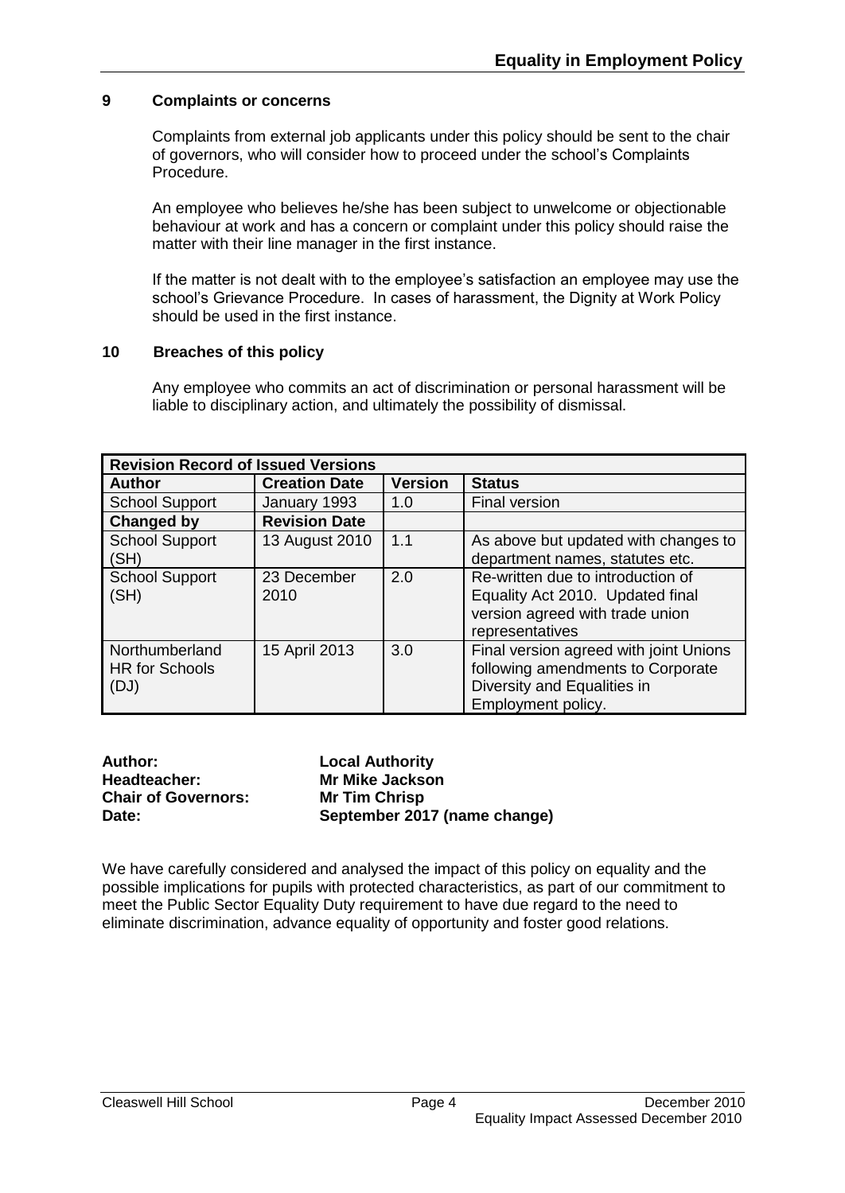## 9 Complaints or concerns

Complaints from external job applicants under this policy should be sent to the chair of governors, who will consider how to proceed under the school's Complaints Procedure.

An employee who believes he/she has been subject to unwelcome or objectionable behaviour at work and has a concern or complaint under this policy should raise the matter with their line manager in the first instance.

If the matter is not dealt with to the employee's satisfaction an employee may use the school's Grievance Procedure. In cases of harassment, the Dignity at Work Policy should be used in the first instance.

## 10 Breaches of this policy

Any employee who commits an act of discrimination or personal harassment will be liable to disciplinary action, and ultimately the possibility of dismissal.

| Revision Record of Issued Versions | | | |
|---|---|---|---|
| **Author** | **Creation Date** | **Version** | **Status** |
| School Support | January 1993 | 1.0 | Final version |
| **Changed by** | **Revision Date** | | |
| School Support (SH) | 13 August 2010 | 1.1 | As above but updated with changes to department names, statutes etc. |
| School Support (SH) | 23 December 2010 | 2.0 | Re-written due to introduction of Equality Act 2010. Updated final version agreed with trade union representatives |
| Northumberland HR for Schools (DJ) | 15 April 2013 | 3.0 | Final version agreed with joint Unions following amendments to Corporate Diversity and Equalities in Employment policy. |

**Author:** **Local Authority**
**Headteacher:** **Mr Mike Jackson**
**Chair of Governors:** **Mr Tim Chrisp**
**Date:** **September 2017 (name change)**

We have carefully considered and analysed the impact of this policy on equality and the possible implications for pupils with protected characteristics, as part of our commitment to meet the Public Sector Equality Duty requirement to have due regard to the need to eliminate discrimination, advance equality of opportunity and foster good relations.